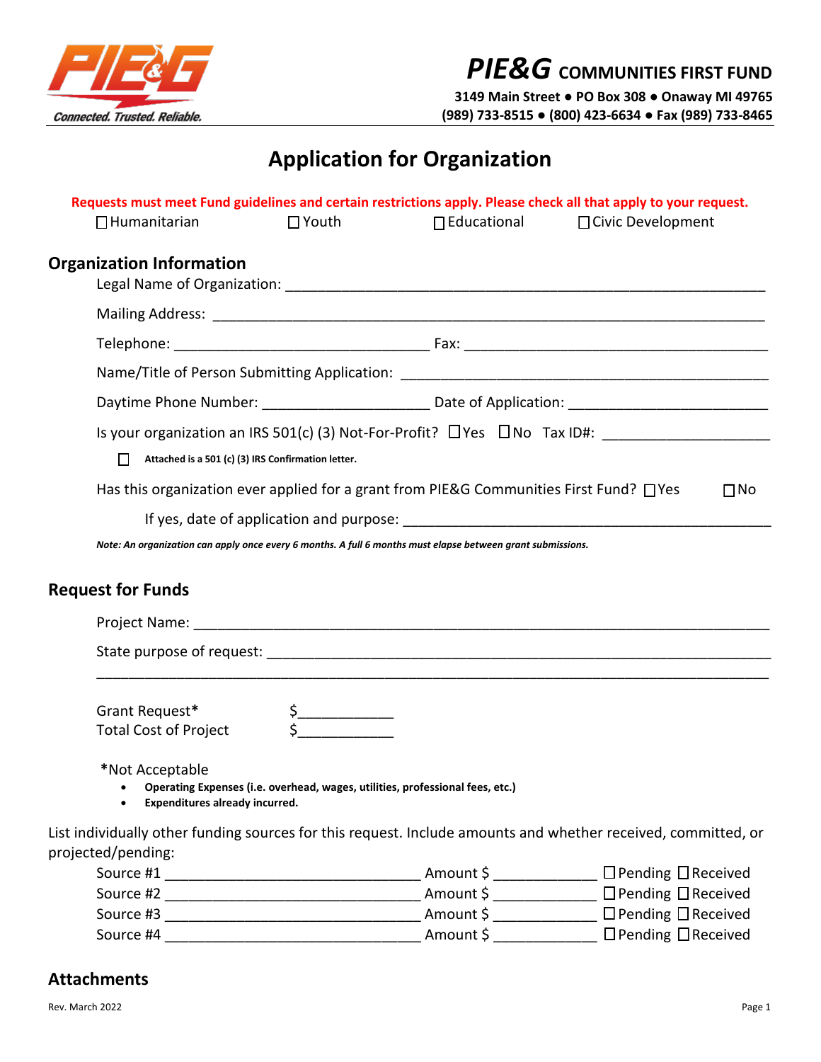PIE&G Connected. Trusted. Reliable.

# PIE&G COMMUNITIES FIRST FUND

**3149 Main Street ● PO Box 308 ● Onaway MI 49765**
**(989) 733-8515 ● (800) 423-6634 ● Fax (989) 733-8465**

## Application for Organization

**Requests must meet Fund guidelines and certain restrictions apply. Please check all that apply to your request.**

☐ Humanitarian ☐ Youth ☐ Educational ☐ Civic Development

### Organization Information

Legal Name of Organization: ______________________________________________________________

Mailing Address: ______________________________________________________________________

Telephone: _________________________________ Fax: ______________________________________

Name/Title of Person Submitting Application: _______________________________________________

Daytime Phone Number: _____________________ Date of Application: _________________________

Is your organization an IRS 501(c) (3) Not-For-Profit? ☐ Yes ☐ No Tax ID#: ____________________

☐ **Attached is a 501 (c) (3) IRS Confirmation letter.**

Has this organization ever applied for a grant from PIE&G Communities First Fund? ☐ Yes ☐ No

If yes, date of application and purpose: _______________________________________________

***Note: An organization can apply once every 6 months. A full 6 months must elapse between grant submissions.***

### Request for Funds

Project Name: _________________________________________________________________________

State purpose of request: _________________________________________________________________

_______________________________________________________________________________________

Grant Request* $____________
Total Cost of Project $____________

*Not Acceptable

- **Operating Expenses (i.e. overhead, wages, utilities, professional fees, etc.)**
- **Expenditures already incurred.**

List individually other funding sources for this request. Include amounts and whether received, committed, or projected/pending:

Source #1 _________________________________ Amount $ _____________ ☐ Pending ☐ Received
Source #2 _________________________________ Amount $ _____________ ☐ Pending ☐ Received
Source #3 _________________________________ Amount $ _____________ ☐ Pending ☐ Received
Source #4 _________________________________ Amount $ _____________ ☐ Pending ☐ Received

### Attachments

Rev. March 2022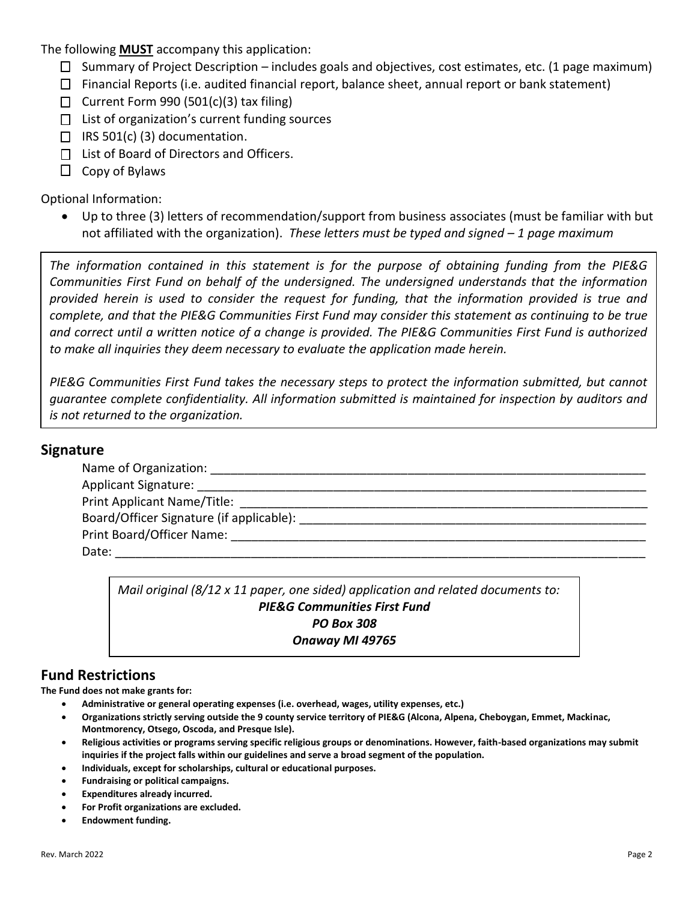The following **MUST** accompany this application:

- ☐ Summary of Project Description – includes goals and objectives, cost estimates, etc. (1 page maximum)
- ☐ Financial Reports (i.e. audited financial report, balance sheet, annual report or bank statement)
- ☐ Current Form 990 (501(c)(3) tax filing)
- ☐ List of organization's current funding sources
- ☐ IRS 501(c) (3) documentation.
- ☐ List of Board of Directors and Officers.
- ☐ Copy of Bylaws

Optional Information:

- Up to three (3) letters of recommendation/support from business associates (must be familiar with but not affiliated with the organization). *These letters must be typed and signed – 1 page maximum*

*The information contained in this statement is for the purpose of obtaining funding from the PIE&G Communities First Fund on behalf of the undersigned. The undersigned understands that the information provided herein is used to consider the request for funding, that the information provided is true and complete, and that the PIE&G Communities First Fund may consider this statement as continuing to be true and correct until a written notice of a change is provided. The PIE&G Communities First Fund is authorized to make all inquiries they deem necessary to evaluate the application made herein.*

*PIE&G Communities First Fund takes the necessary steps to protect the information submitted, but cannot guarantee complete confidentiality. All information submitted is maintained for inspection by auditors and is not returned to the organization.*

## Signature

Name of Organization: ______________________________________________

Applicant Signature: ______________________________________________

Print Applicant Name/Title: ______________________________________________

Board/Officer Signature (if applicable): ______________________________________________

Print Board/Officer Name: ______________________________________________

Date: ______________________________________________

*Mail original (8/12 x 11 paper, one sided) application and related documents to:*
***PIE&G Communities First Fund***
***PO Box 308***
***Onaway MI 49765***

## Fund Restrictions

**The Fund does not make grants for:**

- **Administrative or general operating expenses (i.e. overhead, wages, utility expenses, etc.)**
- **Organizations strictly serving outside the 9 county service territory of PIE&G (Alcona, Alpena, Cheboygan, Emmet, Mackinac, Montmorency, Otsego, Oscoda, and Presque Isle).**
- **Religious activities or programs serving specific religious groups or denominations. However, faith-based organizations may submit inquiries if the project falls within our guidelines and serve a broad segment of the population.**
- **Individuals, except for scholarships, cultural or educational purposes.**
- **Fundraising or political campaigns.**
- **Expenditures already incurred.**
- **For Profit organizations are excluded.**
- **Endowment funding.**

Rev. March 2022